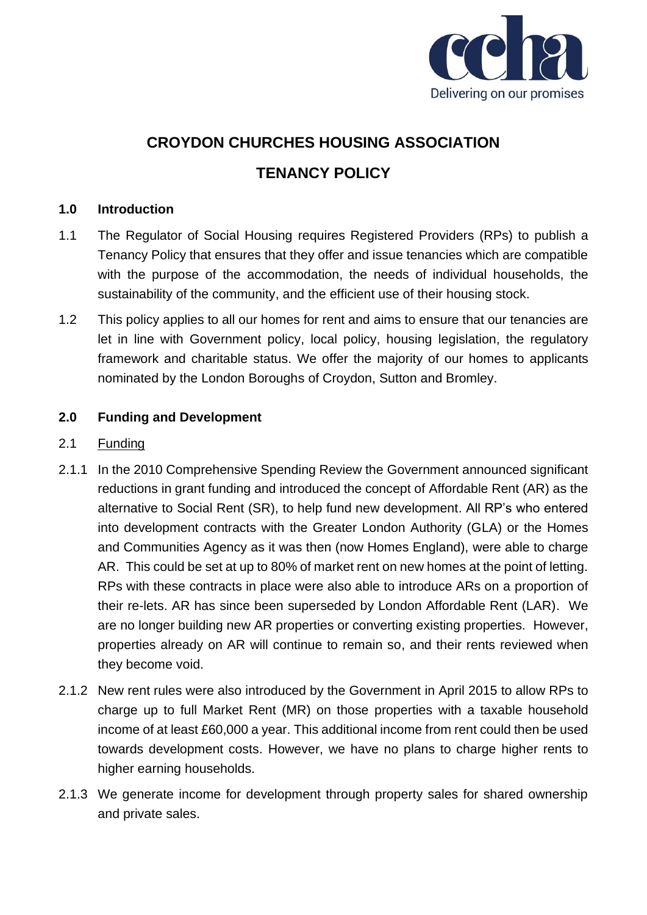# CROYDON CHURCHES HOUSING ASSOCIATION

# TENANCY POLICY

## 1.0 Introduction

1.1 The Regulator of Social Housing requires Registered Providers (RPs) to publish a Tenancy Policy that ensures that they offer and issue tenancies which are compatible with the purpose of the accommodation, the needs of individual households, the sustainability of the community, and the efficient use of their housing stock.

1.2 This policy applies to all our homes for rent and aims to ensure that our tenancies are let in line with Government policy, local policy, housing legislation, the regulatory framework and charitable status. We offer the majority of our homes to applicants nominated by the London Boroughs of Croydon, Sutton and Bromley.

## 2.0 Funding and Development

2.1 Funding

2.1.1 In the 2010 Comprehensive Spending Review the Government announced significant reductions in grant funding and introduced the concept of Affordable Rent (AR) as the alternative to Social Rent (SR), to help fund new development. All RP's who entered into development contracts with the Greater London Authority (GLA) or the Homes and Communities Agency as it was then (now Homes England), were able to charge AR. This could be set at up to 80% of market rent on new homes at the point of letting. RPs with these contracts in place were also able to introduce ARs on a proportion of their re-lets. AR has since been superseded by London Affordable Rent (LAR). We are no longer building new AR properties or converting existing properties. However, properties already on AR will continue to remain so, and their rents reviewed when they become void.

2.1.2 New rent rules were also introduced by the Government in April 2015 to allow RPs to charge up to full Market Rent (MR) on those properties with a taxable household income of at least £60,000 a year. This additional income from rent could then be used towards development costs. However, we have no plans to charge higher rents to higher earning households.

2.1.3 We generate income for development through property sales for shared ownership and private sales.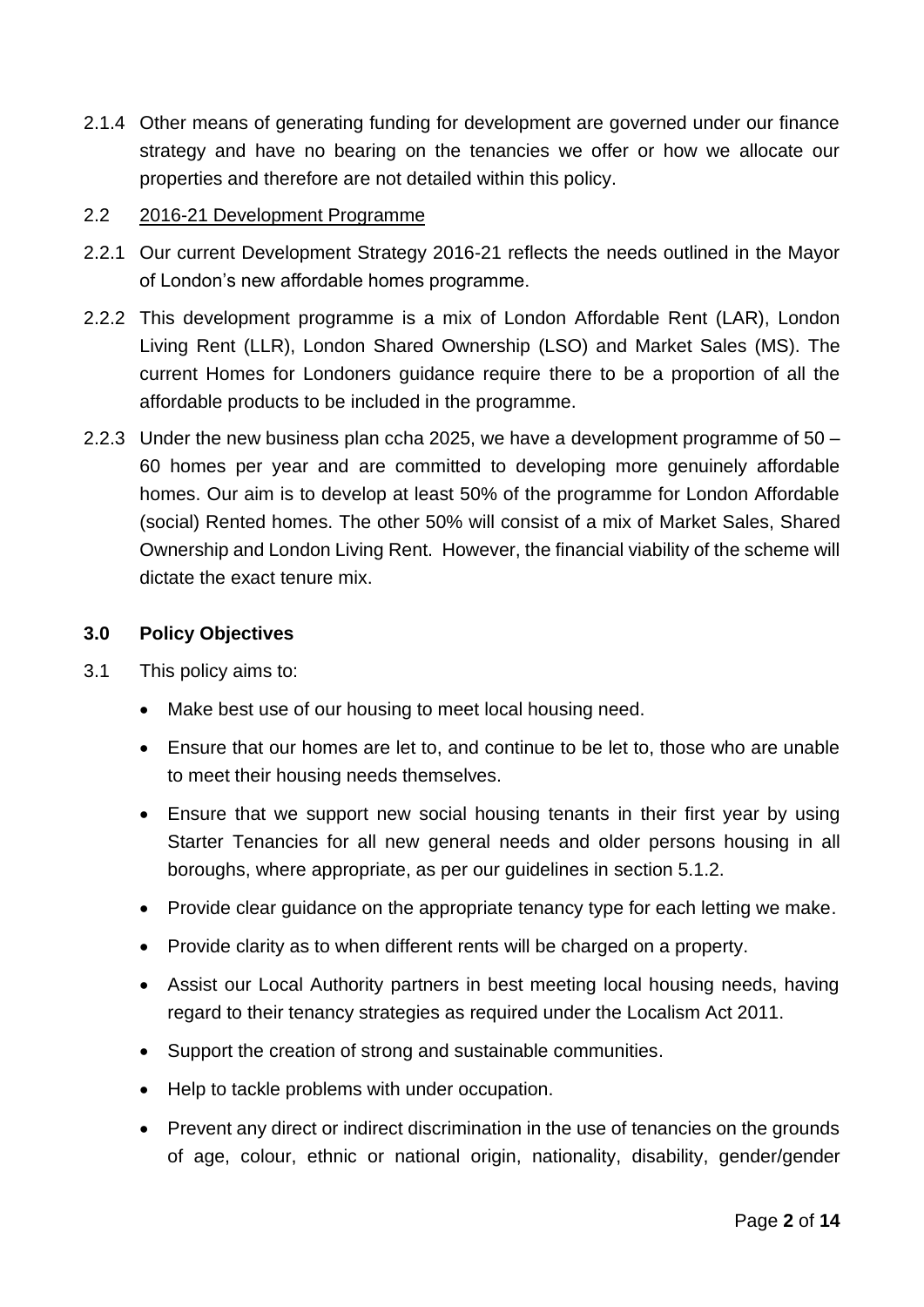2.1.4 Other means of generating funding for development are governed under our finance strategy and have no bearing on the tenancies we offer or how we allocate our properties and therefore are not detailed within this policy.

2.2 2016-21 Development Programme

2.2.1 Our current Development Strategy 2016-21 reflects the needs outlined in the Mayor of London's new affordable homes programme.

2.2.2 This development programme is a mix of London Affordable Rent (LAR), London Living Rent (LLR), London Shared Ownership (LSO) and Market Sales (MS). The current Homes for Londoners guidance require there to be a proportion of all the affordable products to be included in the programme.

2.2.3 Under the new business plan ccha 2025, we have a development programme of 50 – 60 homes per year and are committed to developing more genuinely affordable homes. Our aim is to develop at least 50% of the programme for London Affordable (social) Rented homes. The other 50% will consist of a mix of Market Sales, Shared Ownership and London Living Rent. However, the financial viability of the scheme will dictate the exact tenure mix.

## 3.0 Policy Objectives

3.1 This policy aims to:

- Make best use of our housing to meet local housing need.
- Ensure that our homes are let to, and continue to be let to, those who are unable to meet their housing needs themselves.
- Ensure that we support new social housing tenants in their first year by using Starter Tenancies for all new general needs and older persons housing in all boroughs, where appropriate, as per our guidelines in section 5.1.2.
- Provide clear guidance on the appropriate tenancy type for each letting we make.
- Provide clarity as to when different rents will be charged on a property.
- Assist our Local Authority partners in best meeting local housing needs, having regard to their tenancy strategies as required under the Localism Act 2011.
- Support the creation of strong and sustainable communities.
- Help to tackle problems with under occupation.
- Prevent any direct or indirect discrimination in the use of tenancies on the grounds of age, colour, ethnic or national origin, nationality, disability, gender/gender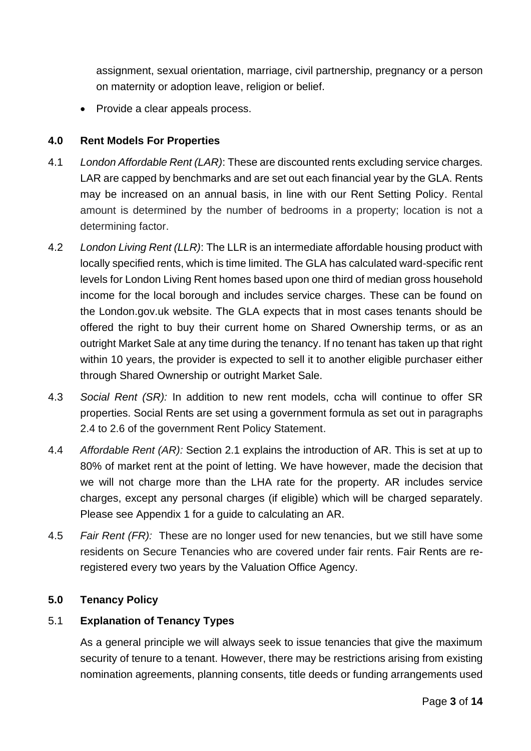assignment, sexual orientation, marriage, civil partnership, pregnancy or a person on maternity or adoption leave, religion or belief.

- Provide a clear appeals process.

## 4.0 Rent Models For Properties

4.1 *London Affordable Rent (LAR)*: These are discounted rents excluding service charges. LAR are capped by benchmarks and are set out each financial year by the GLA. Rents may be increased on an annual basis, in line with our Rent Setting Policy. Rental amount is determined by the number of bedrooms in a property; location is not a determining factor.

4.2 *London Living Rent (LLR)*: The LLR is an intermediate affordable housing product with locally specified rents, which is time limited. The GLA has calculated ward-specific rent levels for London Living Rent homes based upon one third of median gross household income for the local borough and includes service charges. These can be found on the London.gov.uk website. The GLA expects that in most cases tenants should be offered the right to buy their current home on Shared Ownership terms, or as an outright Market Sale at any time during the tenancy. If no tenant has taken up that right within 10 years, the provider is expected to sell it to another eligible purchaser either through Shared Ownership or outright Market Sale.

4.3 *Social Rent (SR):* In addition to new rent models, ccha will continue to offer SR properties. Social Rents are set using a government formula as set out in paragraphs 2.4 to 2.6 of the government Rent Policy Statement.

4.4 *Affordable Rent (AR):* Section 2.1 explains the introduction of AR. This is set at up to 80% of market rent at the point of letting. We have however, made the decision that we will not charge more than the LHA rate for the property. AR includes service charges, except any personal charges (if eligible) which will be charged separately. Please see Appendix 1 for a guide to calculating an AR.

4.5 *Fair Rent (FR):* These are no longer used for new tenancies, but we still have some residents on Secure Tenancies who are covered under fair rents. Fair Rents are re-registered every two years by the Valuation Office Agency.

## 5.0 Tenancy Policy

### 5.1 Explanation of Tenancy Types

As a general principle we will always seek to issue tenancies that give the maximum security of tenure to a tenant. However, there may be restrictions arising from existing nomination agreements, planning consents, title deeds or funding arrangements used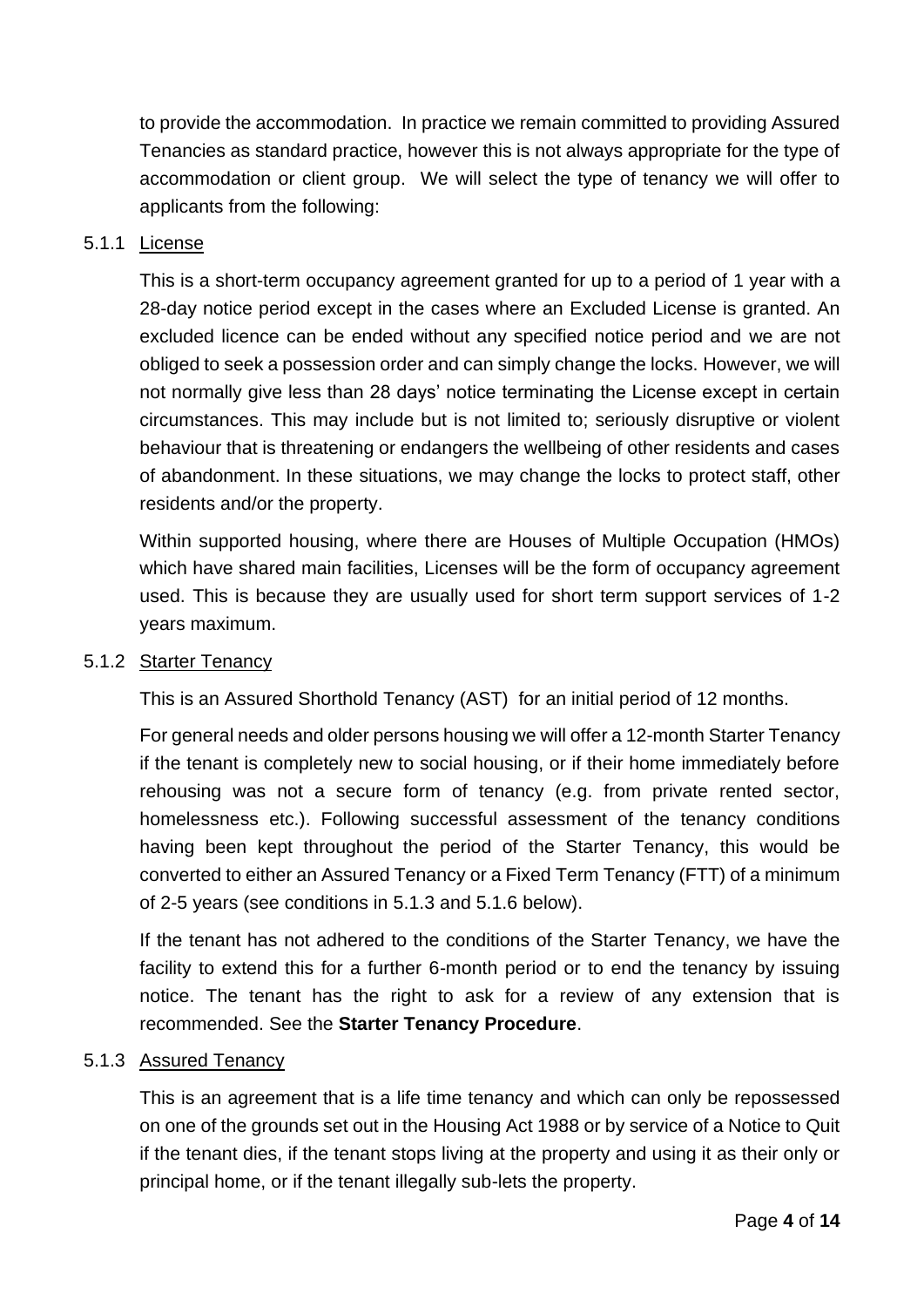to provide the accommodation. In practice we remain committed to providing Assured Tenancies as standard practice, however this is not always appropriate for the type of accommodation or client group. We will select the type of tenancy we will offer to applicants from the following:

#### 5.1.1 License

This is a short-term occupancy agreement granted for up to a period of 1 year with a 28-day notice period except in the cases where an Excluded License is granted. An excluded licence can be ended without any specified notice period and we are not obliged to seek a possession order and can simply change the locks. However, we will not normally give less than 28 days' notice terminating the License except in certain circumstances. This may include but is not limited to; seriously disruptive or violent behaviour that is threatening or endangers the wellbeing of other residents and cases of abandonment. In these situations, we may change the locks to protect staff, other residents and/or the property.

Within supported housing, where there are Houses of Multiple Occupation (HMOs) which have shared main facilities, Licenses will be the form of occupancy agreement used. This is because they are usually used for short term support services of 1-2 years maximum.

#### 5.1.2 Starter Tenancy

This is an Assured Shorthold Tenancy (AST) for an initial period of 12 months.

For general needs and older persons housing we will offer a 12-month Starter Tenancy if the tenant is completely new to social housing, or if their home immediately before rehousing was not a secure form of tenancy (e.g. from private rented sector, homelessness etc.). Following successful assessment of the tenancy conditions having been kept throughout the period of the Starter Tenancy, this would be converted to either an Assured Tenancy or a Fixed Term Tenancy (FTT) of a minimum of 2-5 years (see conditions in 5.1.3 and 5.1.6 below).

If the tenant has not adhered to the conditions of the Starter Tenancy, we have the facility to extend this for a further 6-month period or to end the tenancy by issuing notice. The tenant has the right to ask for a review of any extension that is recommended. See the **Starter Tenancy Procedure**.

#### 5.1.3 Assured Tenancy

This is an agreement that is a life time tenancy and which can only be repossessed on one of the grounds set out in the Housing Act 1988 or by service of a Notice to Quit if the tenant dies, if the tenant stops living at the property and using it as their only or principal home, or if the tenant illegally sub-lets the property.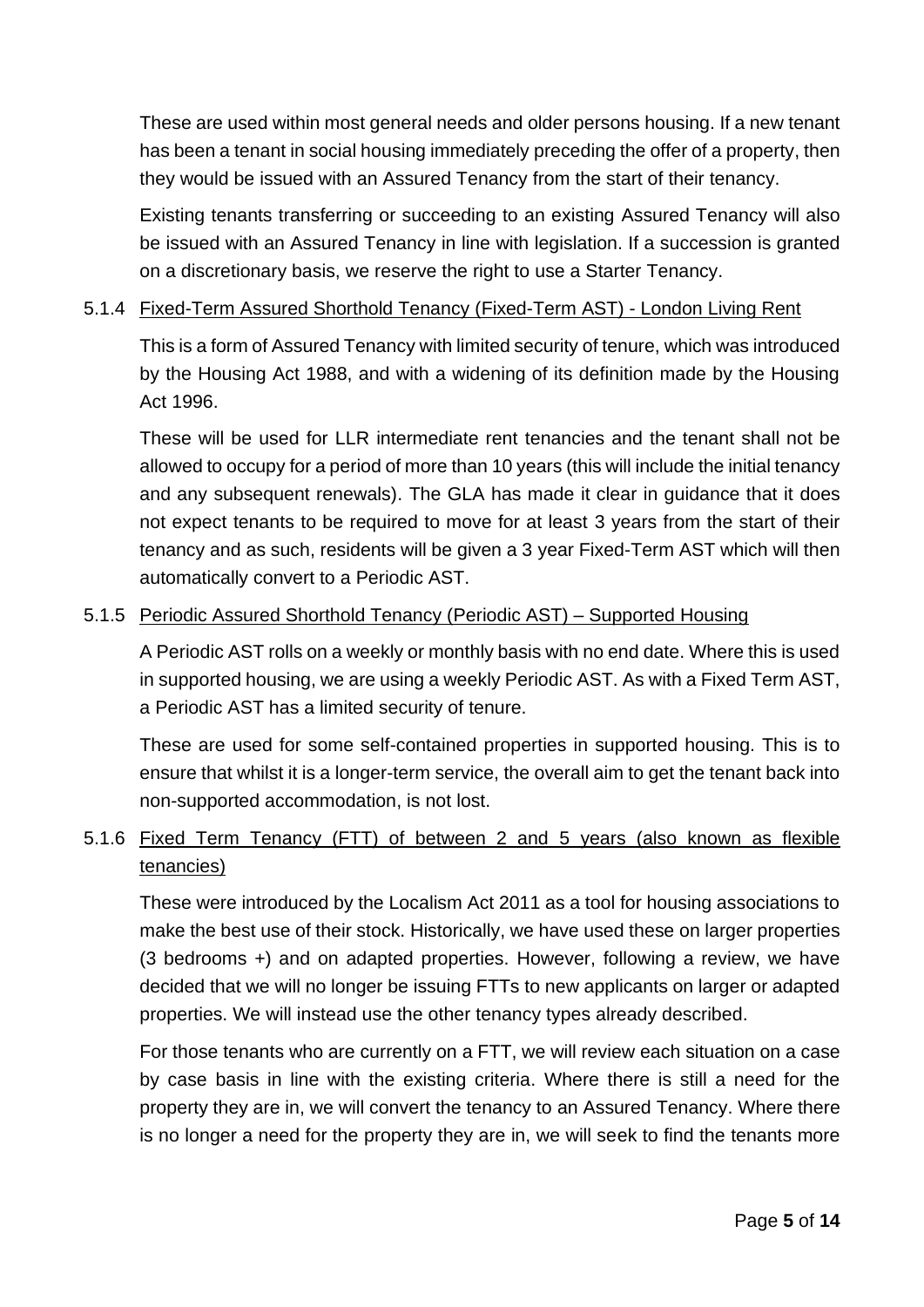These are used within most general needs and older persons housing. If a new tenant has been a tenant in social housing immediately preceding the offer of a property, then they would be issued with an Assured Tenancy from the start of their tenancy.

Existing tenants transferring or succeeding to an existing Assured Tenancy will also be issued with an Assured Tenancy in line with legislation. If a succession is granted on a discretionary basis, we reserve the right to use a Starter Tenancy.

#### 5.1.4 Fixed-Term Assured Shorthold Tenancy (Fixed-Term AST) - London Living Rent

This is a form of Assured Tenancy with limited security of tenure, which was introduced by the Housing Act 1988, and with a widening of its definition made by the Housing Act 1996.

These will be used for LLR intermediate rent tenancies and the tenant shall not be allowed to occupy for a period of more than 10 years (this will include the initial tenancy and any subsequent renewals). The GLA has made it clear in guidance that it does not expect tenants to be required to move for at least 3 years from the start of their tenancy and as such, residents will be given a 3 year Fixed-Term AST which will then automatically convert to a Periodic AST.

#### 5.1.5 Periodic Assured Shorthold Tenancy (Periodic AST) – Supported Housing

A Periodic AST rolls on a weekly or monthly basis with no end date. Where this is used in supported housing, we are using a weekly Periodic AST. As with a Fixed Term AST, a Periodic AST has a limited security of tenure.

These are used for some self-contained properties in supported housing. This is to ensure that whilst it is a longer-term service, the overall aim to get the tenant back into non-supported accommodation, is not lost.

#### 5.1.6 Fixed Term Tenancy (FTT) of between 2 and 5 years (also known as flexible tenancies)

These were introduced by the Localism Act 2011 as a tool for housing associations to make the best use of their stock. Historically, we have used these on larger properties (3 bedrooms +) and on adapted properties. However, following a review, we have decided that we will no longer be issuing FTTs to new applicants on larger or adapted properties. We will instead use the other tenancy types already described.

For those tenants who are currently on a FTT, we will review each situation on a case by case basis in line with the existing criteria. Where there is still a need for the property they are in, we will convert the tenancy to an Assured Tenancy. Where there is no longer a need for the property they are in, we will seek to find the tenants more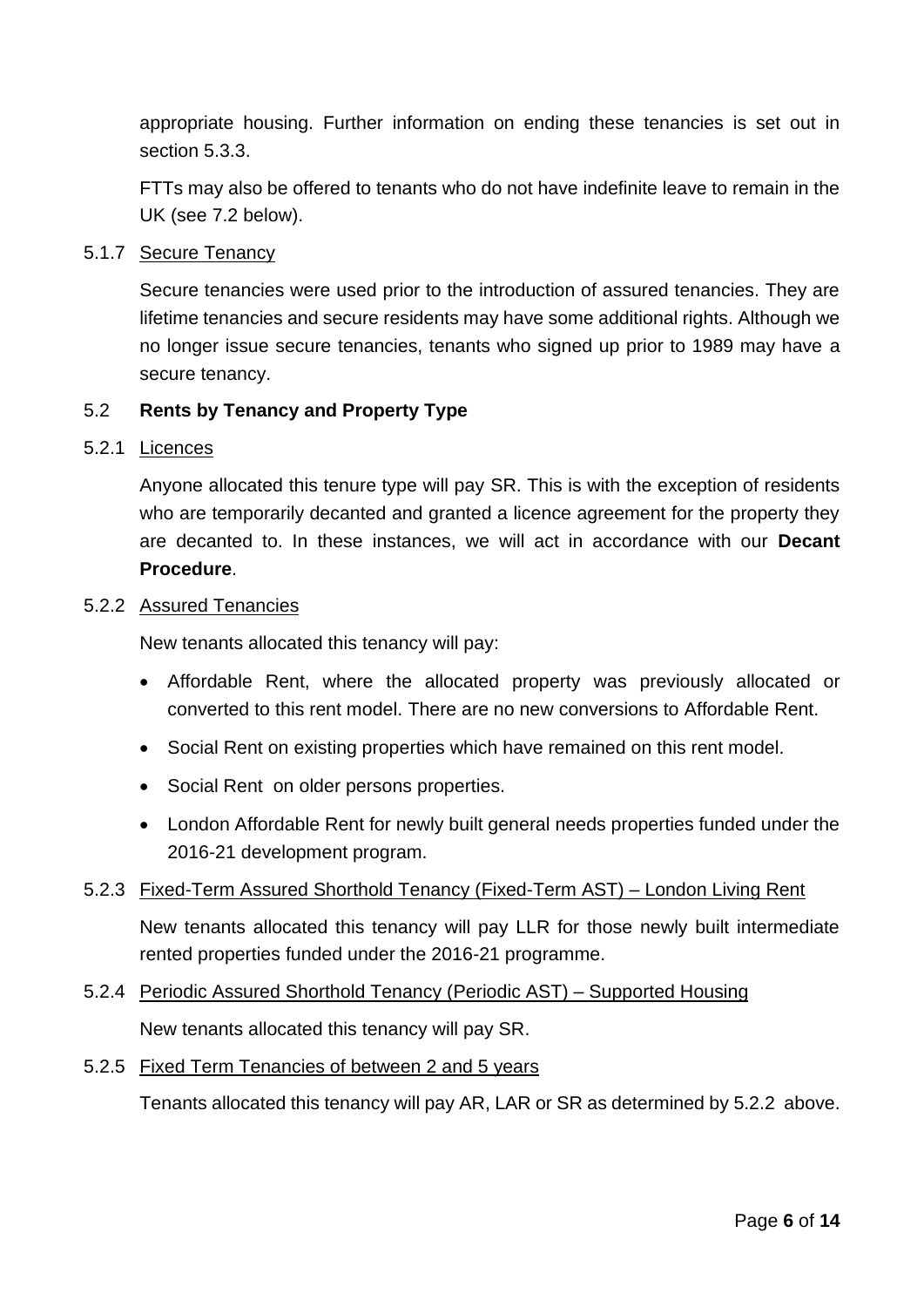appropriate housing. Further information on ending these tenancies is set out in section 5.3.3.

FTTs may also be offered to tenants who do not have indefinite leave to remain in the UK (see 7.2 below).

5.1.7 Secure Tenancy

Secure tenancies were used prior to the introduction of assured tenancies. They are lifetime tenancies and secure residents may have some additional rights. Although we no longer issue secure tenancies, tenants who signed up prior to 1989 may have a secure tenancy.

### 5.2 Rents by Tenancy and Property Type

5.2.1 Licences

Anyone allocated this tenure type will pay SR. This is with the exception of residents who are temporarily decanted and granted a licence agreement for the property they are decanted to. In these instances, we will act in accordance with our **Decant Procedure**.

5.2.2 Assured Tenancies

New tenants allocated this tenancy will pay:

- Affordable Rent, where the allocated property was previously allocated or converted to this rent model. There are no new conversions to Affordable Rent.
- Social Rent on existing properties which have remained on this rent model.
- Social Rent on older persons properties.
- London Affordable Rent for newly built general needs properties funded under the 2016-21 development program.

5.2.3 Fixed-Term Assured Shorthold Tenancy (Fixed-Term AST) – London Living Rent

New tenants allocated this tenancy will pay LLR for those newly built intermediate rented properties funded under the 2016-21 programme.

5.2.4 Periodic Assured Shorthold Tenancy (Periodic AST) – Supported Housing

New tenants allocated this tenancy will pay SR.

5.2.5 Fixed Term Tenancies of between 2 and 5 years

Tenants allocated this tenancy will pay AR, LAR or SR as determined by 5.2.2 above.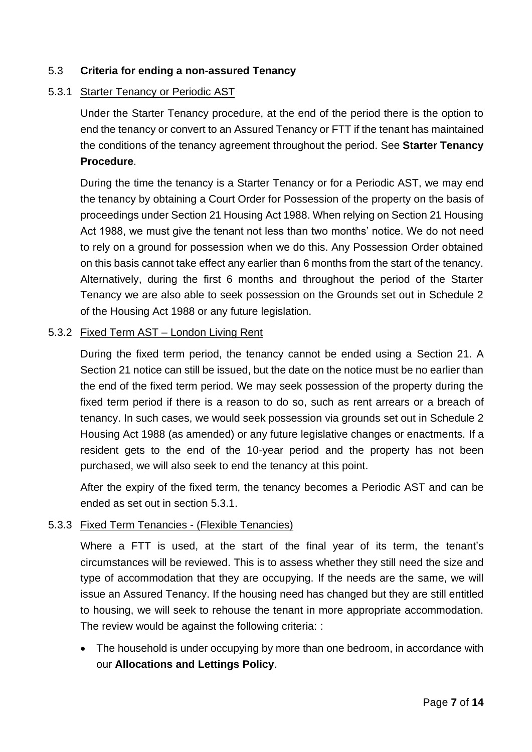## 5.3 Criteria for ending a non-assured Tenancy

### 5.3.1 Starter Tenancy or Periodic AST

Under the Starter Tenancy procedure, at the end of the period there is the option to end the tenancy or convert to an Assured Tenancy or FTT if the tenant has maintained the conditions of the tenancy agreement throughout the period. See **Starter Tenancy Procedure**.

During the time the tenancy is a Starter Tenancy or for a Periodic AST, we may end the tenancy by obtaining a Court Order for Possession of the property on the basis of proceedings under Section 21 Housing Act 1988. When relying on Section 21 Housing Act 1988, we must give the tenant not less than two months' notice. We do not need to rely on a ground for possession when we do this. Any Possession Order obtained on this basis cannot take effect any earlier than 6 months from the start of the tenancy. Alternatively, during the first 6 months and throughout the period of the Starter Tenancy we are also able to seek possession on the Grounds set out in Schedule 2 of the Housing Act 1988 or any future legislation.

### 5.3.2 Fixed Term AST – London Living Rent

During the fixed term period, the tenancy cannot be ended using a Section 21. A Section 21 notice can still be issued, but the date on the notice must be no earlier than the end of the fixed term period. We may seek possession of the property during the fixed term period if there is a reason to do so, such as rent arrears or a breach of tenancy. In such cases, we would seek possession via grounds set out in Schedule 2 Housing Act 1988 (as amended) or any future legislative changes or enactments. If a resident gets to the end of the 10-year period and the property has not been purchased, we will also seek to end the tenancy at this point.

After the expiry of the fixed term, the tenancy becomes a Periodic AST and can be ended as set out in section 5.3.1.

### 5.3.3 Fixed Term Tenancies - (Flexible Tenancies)

Where a FTT is used, at the start of the final year of its term, the tenant's circumstances will be reviewed. This is to assess whether they still need the size and type of accommodation that they are occupying. If the needs are the same, we will issue an Assured Tenancy. If the housing need has changed but they are still entitled to housing, we will seek to rehouse the tenant in more appropriate accommodation. The review would be against the following criteria: :

- The household is under occupying by more than one bedroom, in accordance with our **Allocations and Lettings Policy**.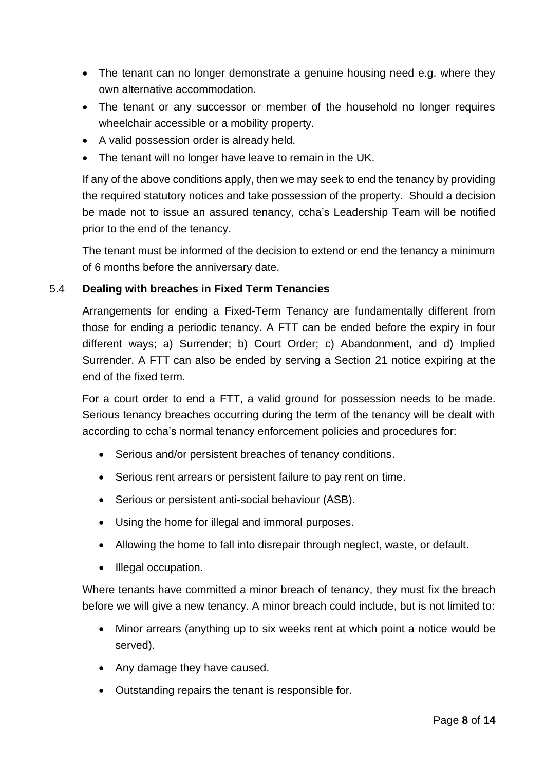- The tenant can no longer demonstrate a genuine housing need e.g. where they own alternative accommodation.
- The tenant or any successor or member of the household no longer requires wheelchair accessible or a mobility property.
- A valid possession order is already held.
- The tenant will no longer have leave to remain in the UK.

If any of the above conditions apply, then we may seek to end the tenancy by providing the required statutory notices and take possession of the property. Should a decision be made not to issue an assured tenancy, ccha's Leadership Team will be notified prior to the end of the tenancy.

The tenant must be informed of the decision to extend or end the tenancy a minimum of 6 months before the anniversary date.

### 5.4 Dealing with breaches in Fixed Term Tenancies

Arrangements for ending a Fixed-Term Tenancy are fundamentally different from those for ending a periodic tenancy. A FTT can be ended before the expiry in four different ways; a) Surrender; b) Court Order; c) Abandonment, and d) Implied Surrender. A FTT can also be ended by serving a Section 21 notice expiring at the end of the fixed term.

For a court order to end a FTT, a valid ground for possession needs to be made. Serious tenancy breaches occurring during the term of the tenancy will be dealt with according to ccha's normal tenancy enforcement policies and procedures for:

- Serious and/or persistent breaches of tenancy conditions.
- Serious rent arrears or persistent failure to pay rent on time.
- Serious or persistent anti-social behaviour (ASB).
- Using the home for illegal and immoral purposes.
- Allowing the home to fall into disrepair through neglect, waste, or default.
- Illegal occupation.

Where tenants have committed a minor breach of tenancy, they must fix the breach before we will give a new tenancy. A minor breach could include, but is not limited to:

- Minor arrears (anything up to six weeks rent at which point a notice would be served).
- Any damage they have caused.
- Outstanding repairs the tenant is responsible for.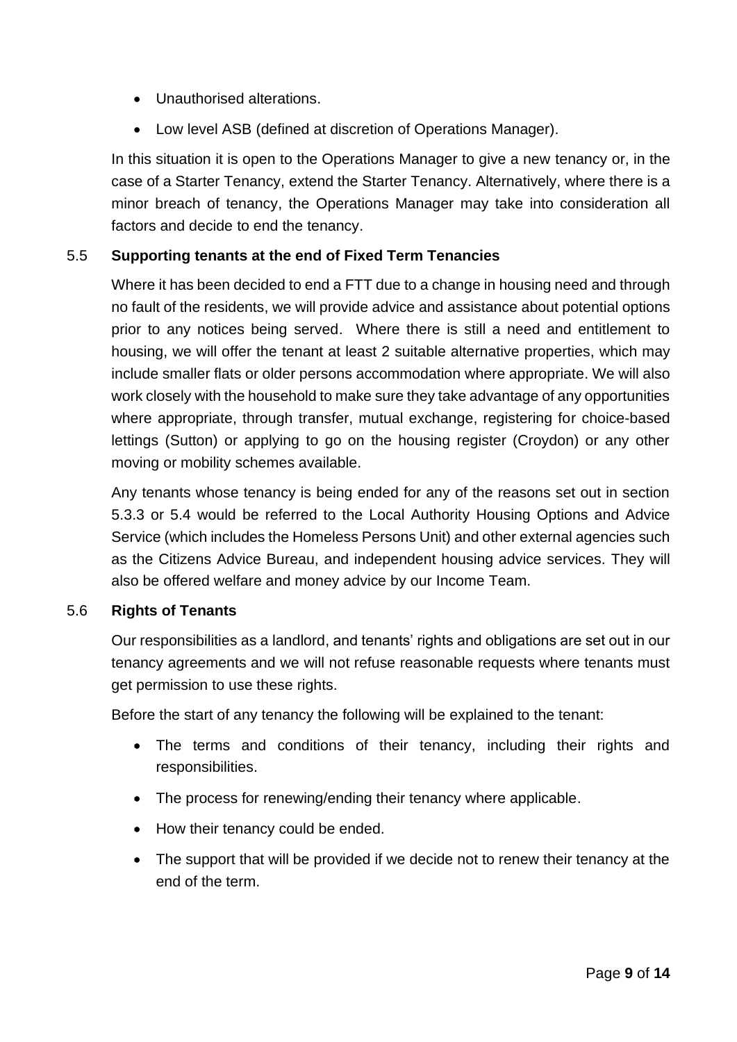- Unauthorised alterations.
- Low level ASB (defined at discretion of Operations Manager).

In this situation it is open to the Operations Manager to give a new tenancy or, in the case of a Starter Tenancy, extend the Starter Tenancy. Alternatively, where there is a minor breach of tenancy, the Operations Manager may take into consideration all factors and decide to end the tenancy.

### 5.5 Supporting tenants at the end of Fixed Term Tenancies

Where it has been decided to end a FTT due to a change in housing need and through no fault of the residents, we will provide advice and assistance about potential options prior to any notices being served. Where there is still a need and entitlement to housing, we will offer the tenant at least 2 suitable alternative properties, which may include smaller flats or older persons accommodation where appropriate. We will also work closely with the household to make sure they take advantage of any opportunities where appropriate, through transfer, mutual exchange, registering for choice-based lettings (Sutton) or applying to go on the housing register (Croydon) or any other moving or mobility schemes available.

Any tenants whose tenancy is being ended for any of the reasons set out in section 5.3.3 or 5.4 would be referred to the Local Authority Housing Options and Advice Service (which includes the Homeless Persons Unit) and other external agencies such as the Citizens Advice Bureau, and independent housing advice services. They will also be offered welfare and money advice by our Income Team.

### 5.6 Rights of Tenants

Our responsibilities as a landlord, and tenants' rights and obligations are set out in our tenancy agreements and we will not refuse reasonable requests where tenants must get permission to use these rights.

Before the start of any tenancy the following will be explained to the tenant:

- The terms and conditions of their tenancy, including their rights and responsibilities.
- The process for renewing/ending their tenancy where applicable.
- How their tenancy could be ended.
- The support that will be provided if we decide not to renew their tenancy at the end of the term.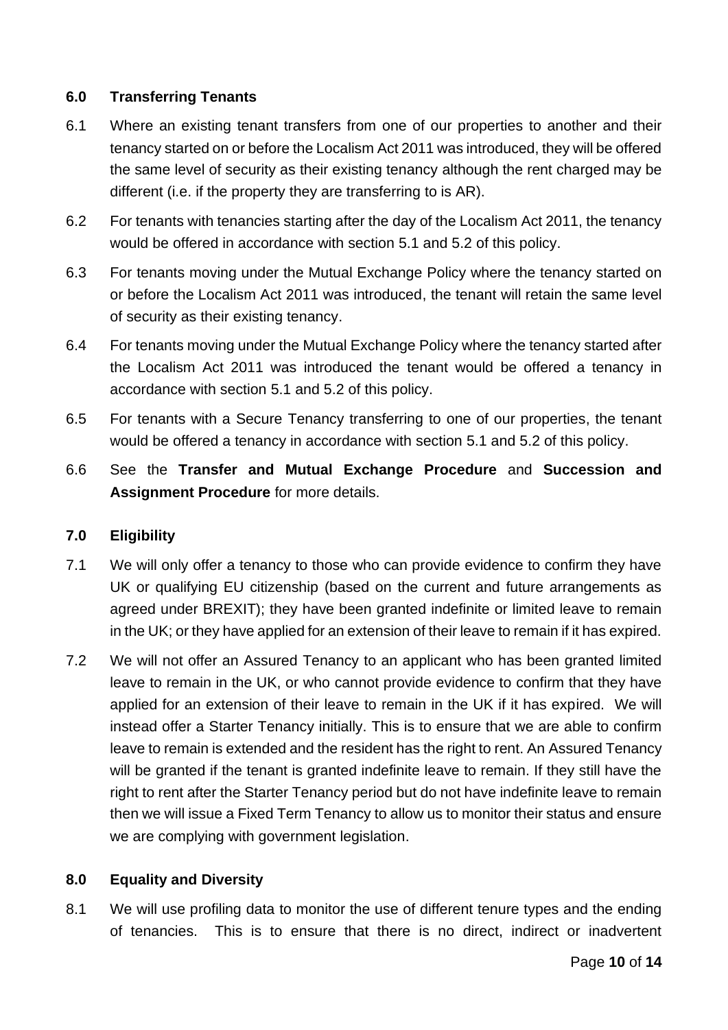## 6.0 Transferring Tenants

6.1 Where an existing tenant transfers from one of our properties to another and their tenancy started on or before the Localism Act 2011 was introduced, they will be offered the same level of security as their existing tenancy although the rent charged may be different (i.e. if the property they are transferring to is AR).

6.2 For tenants with tenancies starting after the day of the Localism Act 2011, the tenancy would be offered in accordance with section 5.1 and 5.2 of this policy.

6.3 For tenants moving under the Mutual Exchange Policy where the tenancy started on or before the Localism Act 2011 was introduced, the tenant will retain the same level of security as their existing tenancy.

6.4 For tenants moving under the Mutual Exchange Policy where the tenancy started after the Localism Act 2011 was introduced the tenant would be offered a tenancy in accordance with section 5.1 and 5.2 of this policy.

6.5 For tenants with a Secure Tenancy transferring to one of our properties, the tenant would be offered a tenancy in accordance with section 5.1 and 5.2 of this policy.

6.6 See the **Transfer and Mutual Exchange Procedure** and **Succession and Assignment Procedure** for more details.

## 7.0 Eligibility

7.1 We will only offer a tenancy to those who can provide evidence to confirm they have UK or qualifying EU citizenship (based on the current and future arrangements as agreed under BREXIT); they have been granted indefinite or limited leave to remain in the UK; or they have applied for an extension of their leave to remain if it has expired.

7.2 We will not offer an Assured Tenancy to an applicant who has been granted limited leave to remain in the UK, or who cannot provide evidence to confirm that they have applied for an extension of their leave to remain in the UK if it has expired. We will instead offer a Starter Tenancy initially. This is to ensure that we are able to confirm leave to remain is extended and the resident has the right to rent. An Assured Tenancy will be granted if the tenant is granted indefinite leave to remain. If they still have the right to rent after the Starter Tenancy period but do not have indefinite leave to remain then we will issue a Fixed Term Tenancy to allow us to monitor their status and ensure we are complying with government legislation.

## 8.0 Equality and Diversity

8.1 We will use profiling data to monitor the use of different tenure types and the ending of tenancies. This is to ensure that there is no direct, indirect or inadvertent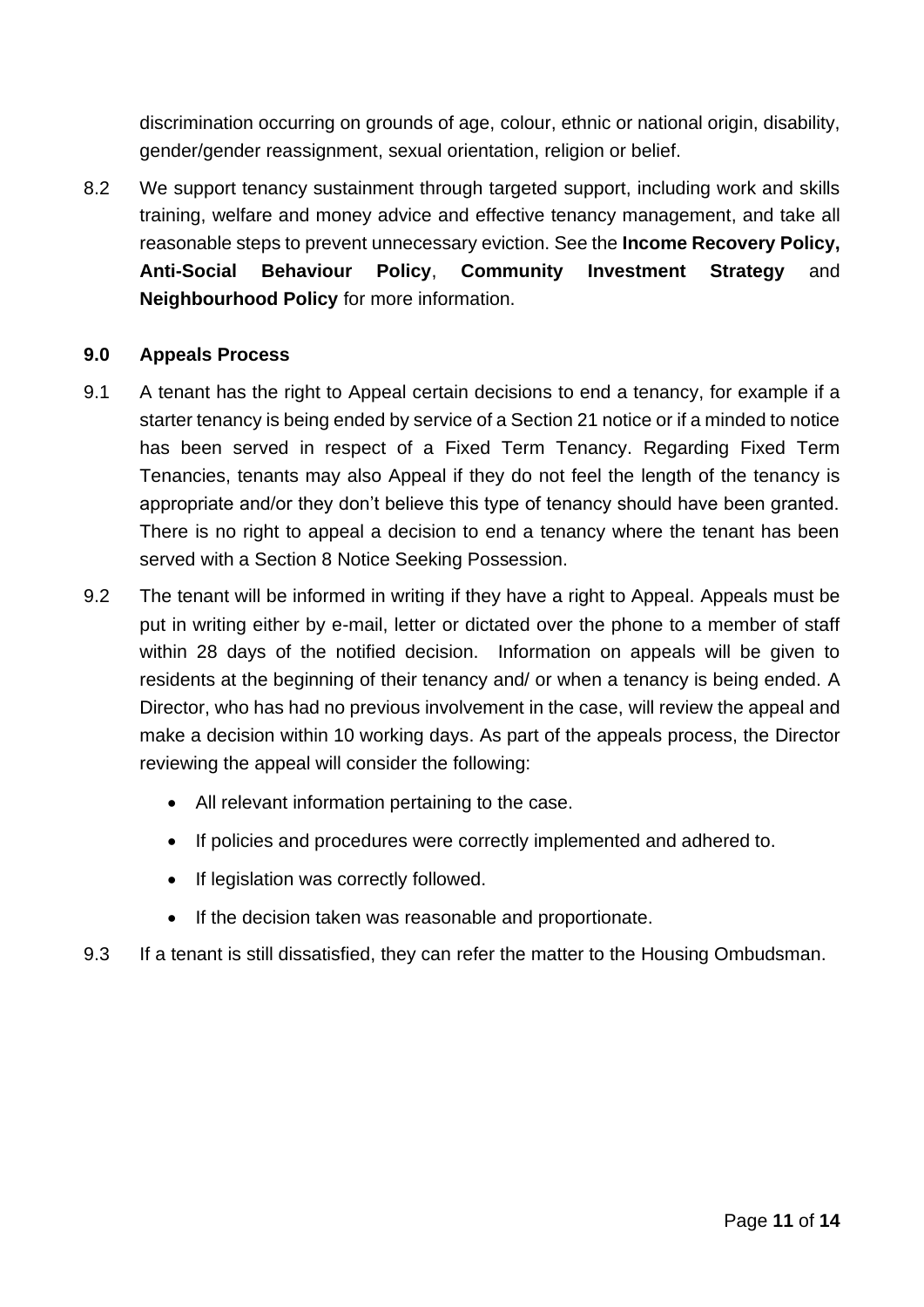discrimination occurring on grounds of age, colour, ethnic or national origin, disability, gender/gender reassignment, sexual orientation, religion or belief.

8.2 We support tenancy sustainment through targeted support, including work and skills training, welfare and money advice and effective tenancy management, and take all reasonable steps to prevent unnecessary eviction. See the **Income Recovery Policy, Anti-Social Behaviour Policy**, **Community Investment Strategy** and **Neighbourhood Policy** for more information.

## 9.0 Appeals Process

9.1 A tenant has the right to Appeal certain decisions to end a tenancy, for example if a starter tenancy is being ended by service of a Section 21 notice or if a minded to notice has been served in respect of a Fixed Term Tenancy. Regarding Fixed Term Tenancies, tenants may also Appeal if they do not feel the length of the tenancy is appropriate and/or they don't believe this type of tenancy should have been granted. There is no right to appeal a decision to end a tenancy where the tenant has been served with a Section 8 Notice Seeking Possession.

9.2 The tenant will be informed in writing if they have a right to Appeal. Appeals must be put in writing either by e-mail, letter or dictated over the phone to a member of staff within 28 days of the notified decision. Information on appeals will be given to residents at the beginning of their tenancy and/ or when a tenancy is being ended. A Director, who has had no previous involvement in the case, will review the appeal and make a decision within 10 working days. As part of the appeals process, the Director reviewing the appeal will consider the following:

- All relevant information pertaining to the case.
- If policies and procedures were correctly implemented and adhered to.
- If legislation was correctly followed.
- If the decision taken was reasonable and proportionate.

9.3 If a tenant is still dissatisfied, they can refer the matter to the Housing Ombudsman.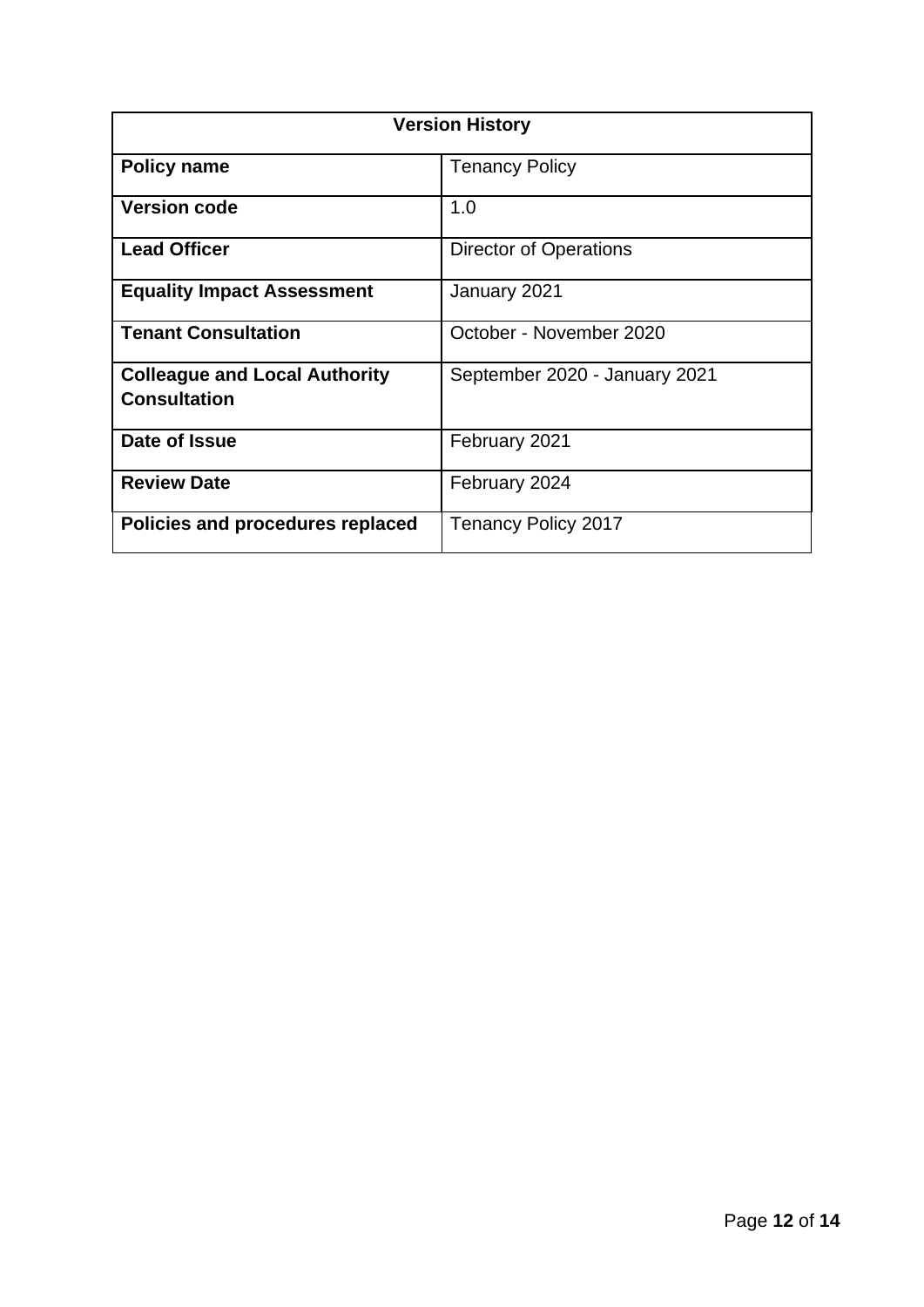| Version History | |
|---|---|
| **Policy name** | Tenancy Policy |
| **Version code** | 1.0 |
| **Lead Officer** | Director of Operations |
| **Equality Impact Assessment** | January 2021 |
| **Tenant Consultation** | October - November 2020 |
| **Colleague and Local Authority Consultation** | September 2020 - January 2021 |
| **Date of Issue** | February 2021 |
| **Review Date** | February 2024 |
| **Policies and procedures replaced** | Tenancy Policy 2017 |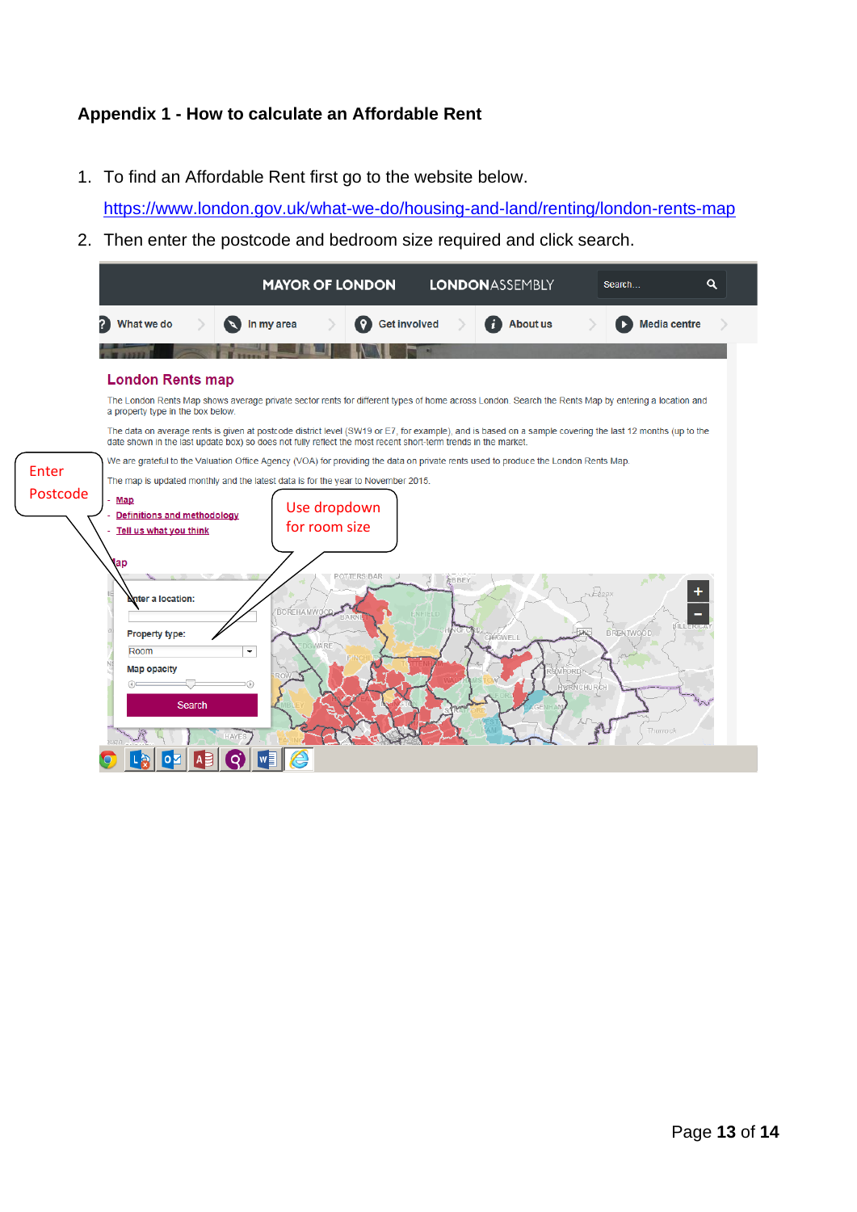## Appendix 1 - How to calculate an Affordable Rent

1. To find an Affordable Rent first go to the website below.
   https://www.london.gov.uk/what-we-do/housing-and-land/renting/london-rents-map
2. Then enter the postcode and bedroom size required and click search.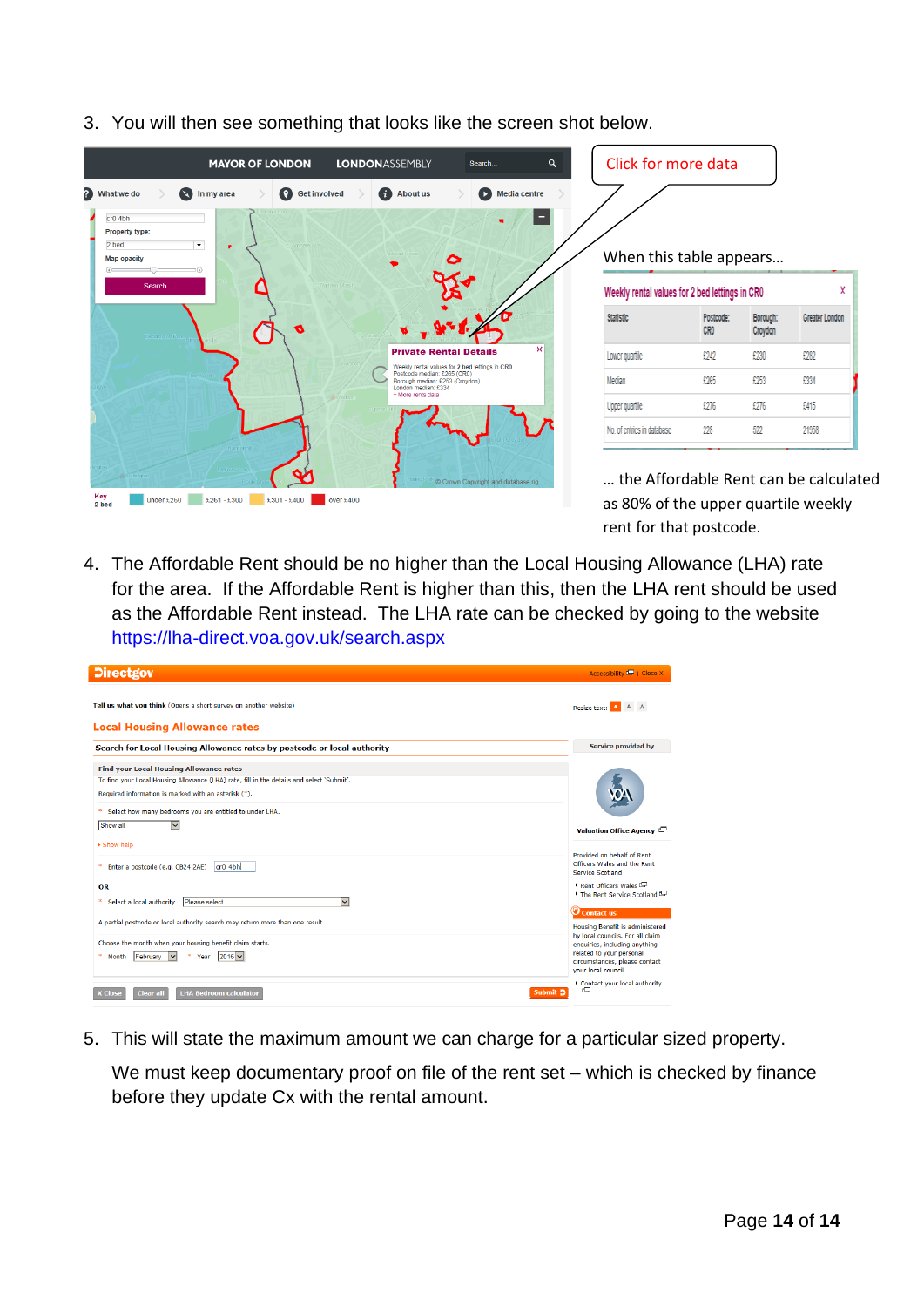3. You will then see something that looks like the screen shot below.

Click for more data

When this table appears…

Weekly rental values for 2 bed lettings in CR0

| Statistic | Postcode: CR0 | Borough: Croydon | Greater London |
|---|---|---|---|
| Lower quartile | £242 | £230 | £282 |
| Median | £265 | £253 | £334 |
| Upper quartile | £276 | £276 | £415 |
| No. of entries in database | 228 | 522 | 21958 |

… the Affordable Rent can be calculated as 80% of the upper quartile weekly rent for that postcode.

4. The Affordable Rent should be no higher than the Local Housing Allowance (LHA) rate for the area. If the Affordable Rent is higher than this, then the LHA rent should be used as the Affordable Rent instead. The LHA rate can be checked by going to the website https://lha-direct.voa.gov.uk/search.aspx

5. This will state the maximum amount we can charge for a particular sized property.

   We must keep documentary proof on file of the rent set – which is checked by finance before they update Cx with the rental amount.